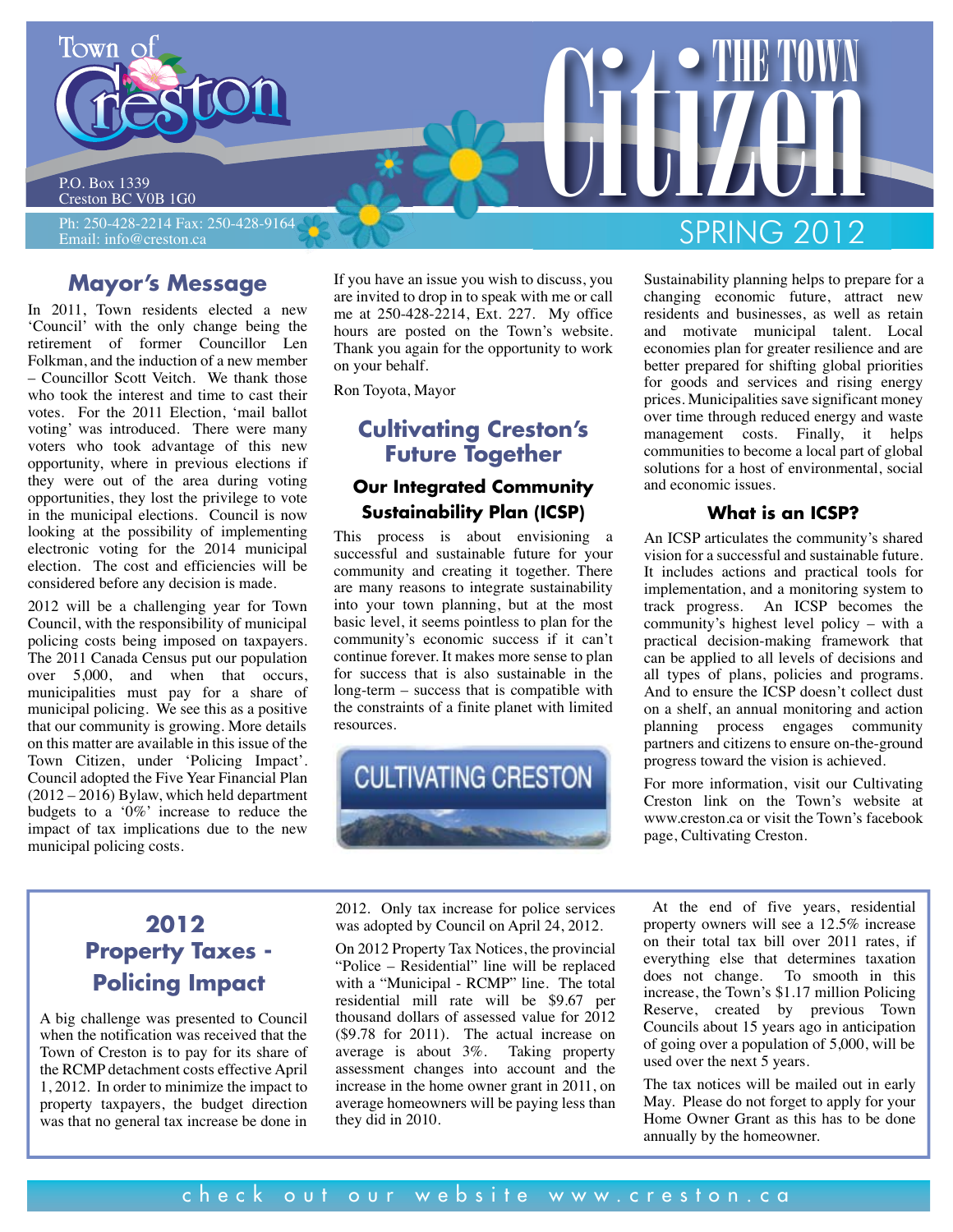Town of Creston

P.O. Box 1339
Creston BC V0B 1G0

Ph: 250-428-2214 Fax: 250-428-9164
Email: info@creston.ca

# THE TOWN Citizen

SPRING 2012

## Mayor's Message

In 2011, Town residents elected a new 'Council' with the only change being the retirement of former Councillor Len Folkman, and the induction of a new member – Councillor Scott Veitch. We thank those who took the interest and time to cast their votes. For the 2011 Election, 'mail ballot voting' was introduced. There were many voters who took advantage of this new opportunity, where in previous elections if they were out of the area during voting opportunities, they lost the privilege to vote in the municipal elections. Council is now looking at the possibility of implementing electronic voting for the 2014 municipal election. The cost and efficiencies will be considered before any decision is made.

2012 will be a challenging year for Town Council, with the responsibility of municipal policing costs being imposed on taxpayers. The 2011 Canada Census put our population over 5,000, and when that occurs, municipalities must pay for a share of municipal policing. We see this as a positive that our community is growing. More details on this matter are available in this issue of the Town Citizen, under 'Policing Impact'. Council adopted the Five Year Financial Plan (2012 – 2016) Bylaw, which held department budgets to a '0%' increase to reduce the impact of tax implications due to the new municipal policing costs.

If you have an issue you wish to discuss, you are invited to drop in to speak with me or call me at 250-428-2214, Ext. 227. My office hours are posted on the Town's website. Thank you again for the opportunity to work on your behalf.

Ron Toyota, Mayor

## Cultivating Creston's Future Together

### Our Integrated Community Sustainability Plan (ICSP)

This process is about envisioning a successful and sustainable future for your community and creating it together. There are many reasons to integrate sustainability into your town planning, but at the most basic level, it seems pointless to plan for the community's economic success if it can't continue forever. It makes more sense to plan for success that is also sustainable in the long-term – success that is compatible with the constraints of a finite planet with limited resources.

CULTIVATING CRESTON

Sustainability planning helps to prepare for a changing economic future, attract new residents and businesses, as well as retain and motivate municipal talent. Local economies plan for greater resilience and are better prepared for shifting global priorities for goods and services and rising energy prices. Municipalities save significant money over time through reduced energy and waste management costs. Finally, it helps communities to become a local part of global solutions for a host of environmental, social and economic issues.

### What is an ICSP?

An ICSP articulates the community's shared vision for a successful and sustainable future. It includes actions and practical tools for implementation, and a monitoring system to track progress. An ICSP becomes the community's highest level policy – with a practical decision-making framework that can be applied to all levels of decisions and all types of plans, policies and programs. And to ensure the ICSP doesn't collect dust on a shelf, an annual monitoring and action planning process engages community partners and citizens to ensure on-the-ground progress toward the vision is achieved.

For more information, visit our Cultivating Creston link on the Town's website at www.creston.ca or visit the Town's facebook page, Cultivating Creston.

## 2012 Property Taxes - Policing Impact

A big challenge was presented to Council when the notification was received that the Town of Creston is to pay for its share of the RCMP detachment costs effective April 1, 2012. In order to minimize the impact to property taxpayers, the budget direction was that no general tax increase be done in 2012. Only tax increase for police services was adopted by Council on April 24, 2012.

On 2012 Property Tax Notices, the provincial "Police – Residential" line will be replaced with a "Municipal - RCMP" line. The total residential mill rate will be $9.67 per thousand dollars of assessed value for 2012 ($9.78 for 2011). The actual increase on average is about 3%. Taking property assessment changes into account and the increase in the home owner grant in 2011, on average homeowners will be paying less than they did in 2010.

At the end of five years, residential property owners will see a 12.5% increase on their total tax bill over 2011 rates, if everything else that determines taxation does not change. To smooth in this increase, the Town's $1.17 million Policing Reserve, created by previous Town Councils about 15 years ago in anticipation of going over a population of 5,000, will be used over the next 5 years.

The tax notices will be mailed out in early May. Please do not forget to apply for your Home Owner Grant as this has to be done annually by the homeowner.

check out our website www.creston.ca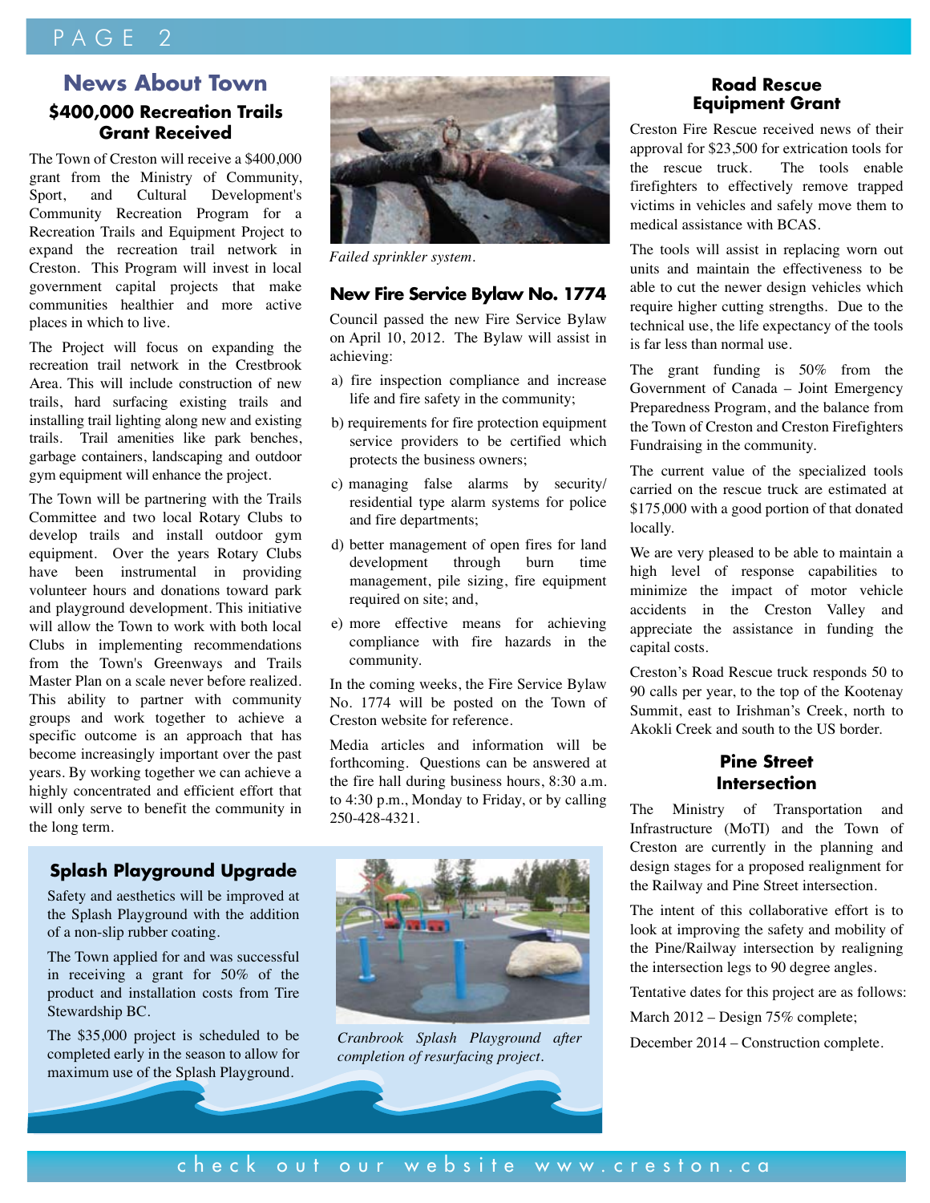# News About Town

## $400,000 Recreation Trails Grant Received

The Town of Creston will receive a $400,000 grant from the Ministry of Community, Sport, and Cultural Development's Community Recreation Program for a Recreation Trails and Equipment Project to expand the recreation trail network in Creston. This Program will invest in local government capital projects that make communities healthier and more active places in which to live.

The Project will focus on expanding the recreation trail network in the Crestbrook Area. This will include construction of new trails, hard surfacing existing trails and installing trail lighting along new and existing trails. Trail amenities like park benches, garbage containers, landscaping and outdoor gym equipment will enhance the project.

The Town will be partnering with the Trails Committee and two local Rotary Clubs to develop trails and install outdoor gym equipment. Over the years Rotary Clubs have been instrumental in providing volunteer hours and donations toward park and playground development. This initiative will allow the Town to work with both local Clubs in implementing recommendations from the Town's Greenways and Trails Master Plan on a scale never before realized. This ability to partner with community groups and work together to achieve a specific outcome is an approach that has become increasingly important over the past years. By working together we can achieve a highly concentrated and efficient effort that will only serve to benefit the community in the long term.

*Failed sprinkler system.*

## New Fire Service Bylaw No. 1774

Council passed the new Fire Service Bylaw on April 10, 2012. The Bylaw will assist in achieving:

a) fire inspection compliance and increase life and fire safety in the community;

b) requirements for fire protection equipment service providers to be certified which protects the business owners;

c) managing false alarms by security/ residential type alarm systems for police and fire departments;

d) better management of open fires for land development through burn time management, pile sizing, fire equipment required on site; and,

e) more effective means for achieving compliance with fire hazards in the community.

In the coming weeks, the Fire Service Bylaw No. 1774 will be posted on the Town of Creston website for reference.

Media articles and information will be forthcoming. Questions can be answered at the fire hall during business hours, 8:30 a.m. to 4:30 p.m., Monday to Friday, or by calling 250-428-4321.

## Road Rescue Equipment Grant

Creston Fire Rescue received news of their approval for $23,500 for extrication tools for the rescue truck. The tools enable firefighters to effectively remove trapped victims in vehicles and safely move them to medical assistance with BCAS.

The tools will assist in replacing worn out units and maintain the effectiveness to be able to cut the newer design vehicles which require higher cutting strengths. Due to the technical use, the life expectancy of the tools is far less than normal use.

The grant funding is 50% from the Government of Canada – Joint Emergency Preparedness Program, and the balance from the Town of Creston and Creston Firefighters Fundraising in the community.

The current value of the specialized tools carried on the rescue truck are estimated at $175,000 with a good portion of that donated locally.

We are very pleased to be able to maintain a high level of response capabilities to minimize the impact of motor vehicle accidents in the Creston Valley and appreciate the assistance in funding the capital costs.

Creston's Road Rescue truck responds 50 to 90 calls per year, to the top of the Kootenay Summit, east to Irishman's Creek, north to Akokli Creek and south to the US border.

## Pine Street Intersection

The Ministry of Transportation and Infrastructure (MoTI) and the Town of Creston are currently in the planning and design stages for a proposed realignment for the Railway and Pine Street intersection.

The intent of this collaborative effort is to look at improving the safety and mobility of the Pine/Railway intersection by realigning the intersection legs to 90 degree angles.

Tentative dates for this project are as follows:

March 2012 – Design 75% complete;

December 2014 – Construction complete.

## Splash Playground Upgrade

Safety and aesthetics will be improved at the Splash Playground with the addition of a non-slip rubber coating.

The Town applied for and was successful in receiving a grant for 50% of the product and installation costs from Tire Stewardship BC.

The $35,000 project is scheduled to be completed early in the season to allow for maximum use of the Splash Playground.

*Cranbrook Splash Playground after completion of resurfacing project.*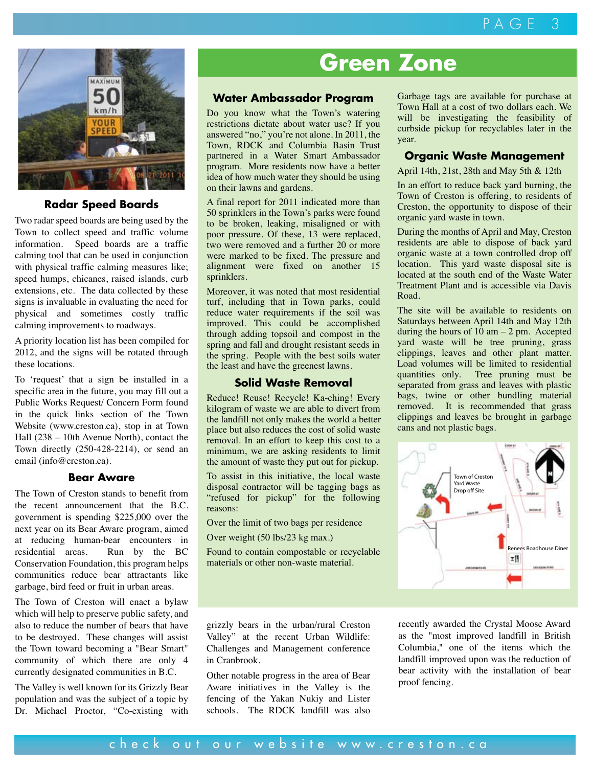## Radar Speed Boards

Two radar speed boards are being used by the Town to collect speed and traffic volume information. Speed boards are a traffic calming tool that can be used in conjunction with physical traffic calming measures like; speed humps, chicanes, raised islands, curb extensions, etc. The data collected by these signs is invaluable in evaluating the need for physical and sometimes costly traffic calming improvements to roadways.

A priority location list has been compiled for 2012, and the signs will be rotated through these locations.

To 'request' that a sign be installed in a specific area in the future, you may fill out a Public Works Request/ Concern Form found in the quick links section of the Town Website (www.creston.ca), stop in at Town Hall (238 – 10th Avenue North), contact the Town directly (250-428-2214), or send an email (info@creston.ca).

## Bear Aware

The Town of Creston stands to benefit from the recent announcement that the B.C. government is spending $225,000 over the next year on its Bear Aware program, aimed at reducing human-bear encounters in residential areas. Run by the BC Conservation Foundation, this program helps communities reduce bear attractants like garbage, bird feed or fruit in urban areas.

The Town of Creston will enact a bylaw which will help to preserve public safety, and also to reduce the number of bears that have to be destroyed. These changes will assist the Town toward becoming a "Bear Smart" community of which there are only 4 currently designated communities in B.C.

The Valley is well known for its Grizzly Bear population and was the subject of a topic by Dr. Michael Proctor, "Co-existing with grizzly bears in the urban/rural Creston Valley" at the recent Urban Wildlife: Challenges and Management conference in Cranbrook.

Other notable progress in the area of Bear Aware initiatives in the Valley is the fencing of the Yakan Nukiy and Lister schools. The RDCK landfill was also recently awarded the Crystal Moose Award as the "most improved landfill in British Columbia," one of the items which the landfill improved upon was the reduction of bear activity with the installation of bear proof fencing.

# Green Zone

## Water Ambassador Program

Do you know what the Town's watering restrictions dictate about water use? If you answered "no," you're not alone. In 2011, the Town, RDCK and Columbia Basin Trust partnered in a Water Smart Ambassador program. More residents now have a better idea of how much water they should be using on their lawns and gardens.

A final report for 2011 indicated more than 50 sprinklers in the Town's parks were found to be broken, leaking, misaligned or with poor pressure. Of these, 13 were replaced, two were removed and a further 20 or more were marked to be fixed. The pressure and alignment were fixed on another 15 sprinklers.

Moreover, it was noted that most residential turf, including that in Town parks, could reduce water requirements if the soil was improved. This could be accomplished through adding topsoil and compost in the spring and fall and drought resistant seeds in the spring. People with the best soils water the least and have the greenest lawns.

## Solid Waste Removal

Reduce! Reuse! Recycle! Ka-ching! Every kilogram of waste we are able to divert from the landfill not only makes the world a better place but also reduces the cost of solid waste removal. In an effort to keep this cost to a minimum, we are asking residents to limit the amount of waste they put out for pickup.

To assist in this initiative, the local waste disposal contractor will be tagging bags as "refused for pickup" for the following reasons:

Over the limit of two bags per residence

Over weight (50 lbs/23 kg max.)

Found to contain compostable or recyclable materials or other non-waste material.

Garbage tags are available for purchase at Town Hall at a cost of two dollars each. We will be investigating the feasibility of curbside pickup for recyclables later in the year.

## Organic Waste Management

April 14th, 21st, 28th and May 5th & 12th

In an effort to reduce back yard burning, the Town of Creston is offering, to residents of Creston, the opportunity to dispose of their organic yard waste in town.

During the months of April and May, Creston residents are able to dispose of back yard organic waste at a town controlled drop off location. This yard waste disposal site is located at the south end of the Waste Water Treatment Plant and is accessible via Davis Road.

The site will be available to residents on Saturdays between April 14th and May 12th during the hours of 10 am – 2 pm. Accepted yard waste will be tree pruning, grass clippings, leaves and other plant matter. Load volumes will be limited to residential quantities only. Tree pruning must be separated from grass and leaves with plastic bags, twine or other bundling material removed. It is recommended that grass clippings and leaves be brought in garbage cans and not plastic bags.

Town of Creston Yard Waste Drop off Site

Renees Roadhouse Diner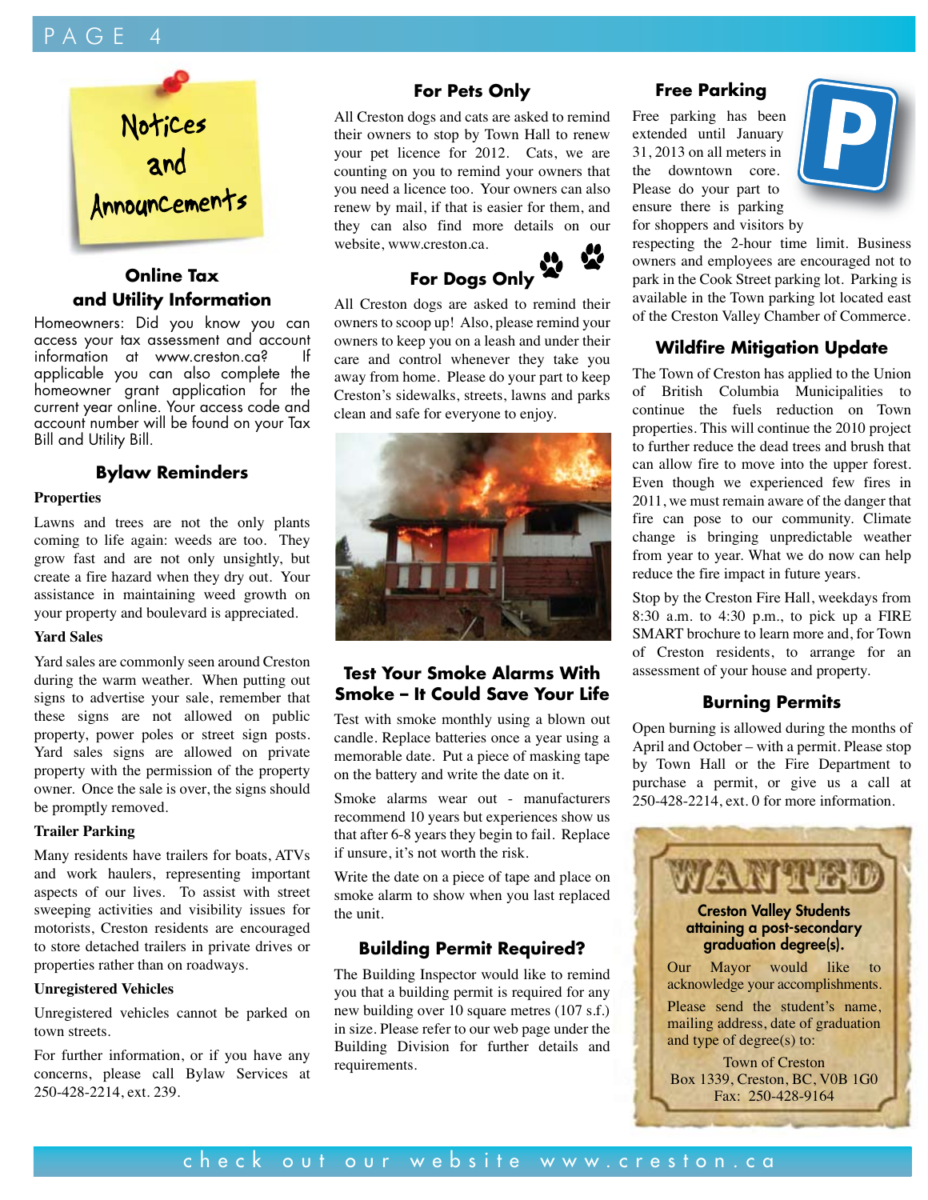# Notices and Announcements

## Online Tax and Utility Information

Homeowners: Did you know you can access your tax assessment and account information at www.creston.ca? If applicable you can also complete the homeowner grant application for the current year online. Your access code and account number will be found on your Tax Bill and Utility Bill.

## Bylaw Reminders

**Properties**

Lawns and trees are not the only plants coming to life again: weeds are too. They grow fast and are not only unsightly, but create a fire hazard when they dry out. Your assistance in maintaining weed growth on your property and boulevard is appreciated.

**Yard Sales**

Yard sales are commonly seen around Creston during the warm weather. When putting out signs to advertise your sale, remember that these signs are not allowed on public property, power poles or street sign posts. Yard sales signs are allowed on private property with the permission of the property owner. Once the sale is over, the signs should be promptly removed.

**Trailer Parking**

Many residents have trailers for boats, ATVs and work haulers, representing important aspects of our lives. To assist with street sweeping activities and visibility issues for motorists, Creston residents are encouraged to store detached trailers in private drives or properties rather than on roadways.

**Unregistered Vehicles**

Unregistered vehicles cannot be parked on town streets.

For further information, or if you have any concerns, please call Bylaw Services at 250-428-2214, ext. 239.

## For Pets Only

All Creston dogs and cats are asked to remind their owners to stop by Town Hall to renew your pet licence for 2012. Cats, we are counting on you to remind your owners that you need a licence too. Your owners can also renew by mail, if that is easier for them, and they can also find more details on our website, www.creston.ca.

## For Dogs Only

All Creston dogs are asked to remind their owners to scoop up! Also, please remind your owners to keep you on a leash and under their care and control whenever they take you away from home. Please do your part to keep Creston's sidewalks, streets, lawns and parks clean and safe for everyone to enjoy.

## Test Your Smoke Alarms With Smoke – It Could Save Your Life

Test with smoke monthly using a blown out candle. Replace batteries once a year using a memorable date. Put a piece of masking tape on the battery and write the date on it.

Smoke alarms wear out - manufacturers recommend 10 years but experiences show us that after 6-8 years they begin to fail. Replace if unsure, it's not worth the risk.

Write the date on a piece of tape and place on smoke alarm to show when you last replaced the unit.

## Building Permit Required?

The Building Inspector would like to remind you that a building permit is required for any new building over 10 square metres (107 s.f.) in size. Please refer to our web page under the Building Division for further details and requirements.

## Free Parking

Free parking has been extended until January 31, 2013 on all meters in the downtown core. Please do your part to ensure there is parking for shoppers and visitors by respecting the 2-hour time limit. Business owners and employees are encouraged not to park in the Cook Street parking lot. Parking is available in the Town parking lot located east of the Creston Valley Chamber of Commerce.

## Wildfire Mitigation Update

The Town of Creston has applied to the Union of British Columbia Municipalities to continue the fuels reduction on Town properties. This will continue the 2010 project to further reduce the dead trees and brush that can allow fire to move into the upper forest. Even though we experienced few fires in 2011, we must remain aware of the danger that fire can pose to our community. Climate change is bringing unpredictable weather from year to year. What we do now can help reduce the fire impact in future years.

Stop by the Creston Fire Hall, weekdays from 8:30 a.m. to 4:30 p.m., to pick up a FIRE SMART brochure to learn more and, for Town of Creston residents, to arrange for an assessment of your house and property.

## Burning Permits

Open burning is allowed during the months of April and October – with a permit. Please stop by Town Hall or the Fire Department to purchase a permit, or give us a call at 250-428-2214, ext. 0 for more information.

## WANTED

**Creston Valley Students attaining a post-secondary graduation degree(s).**

Our Mayor would like to acknowledge your accomplishments.

Please send the student's name, mailing address, date of graduation and type of degree(s) to:

Town of Creston
Box 1339, Creston, BC, V0B 1G0
Fax: 250-428-9164

check out our website www.creston.ca